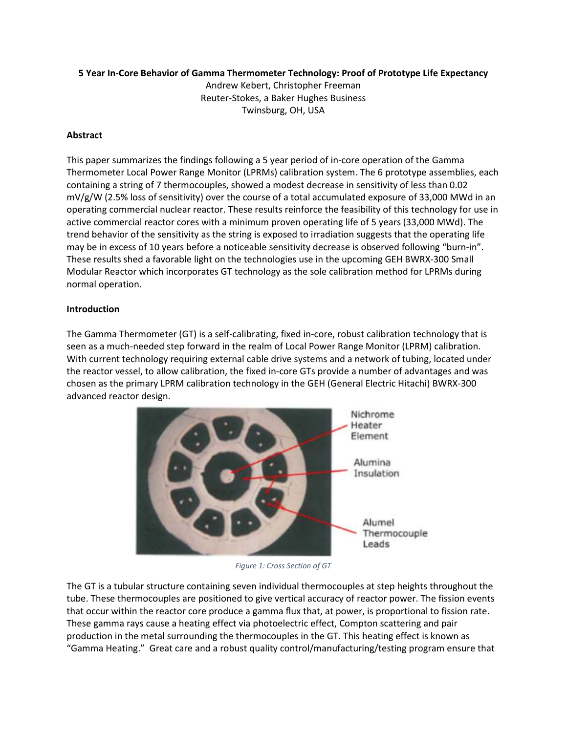**5 Year In-Core Behavior of Gamma Thermometer Technology: Proof of Prototype Life Expectancy**

Andrew Kebert, Christopher Freeman

Reuter-Stokes, a Baker Hughes Business

Twinsburg, OH, USA

## Abstract

This paper summarizes the findings following a 5 year period of in-core operation of the Gamma Thermometer Local Power Range Monitor (LPRMs) calibration system. The 6 prototype assemblies, each containing a string of 7 thermocouples, showed a modest decrease in sensitivity of less than 0.02 mV/g/W (2.5% loss of sensitivity) over the course of a total accumulated exposure of 33,000 MWd in an operating commercial nuclear reactor. These results reinforce the feasibility of this technology for use in active commercial reactor cores with a minimum proven operating life of 5 years (33,000 MWd). The trend behavior of the sensitivity as the string is exposed to irradiation suggests that the operating life may be in excess of 10 years before a noticeable sensitivity decrease is observed following "burn-in". These results shed a favorable light on the technologies use in the upcoming GEH BWRX-300 Small Modular Reactor which incorporates GT technology as the sole calibration method for LPRMs during normal operation.

## Introduction

The Gamma Thermometer (GT) is a self-calibrating, fixed in-core, robust calibration technology that is seen as a much-needed step forward in the realm of Local Power Range Monitor (LPRM) calibration. With current technology requiring external cable drive systems and a network of tubing, located under the reactor vessel, to allow calibration, the fixed in-core GTs provide a number of advantages and was chosen as the primary LPRM calibration technology in the GEH (General Electric Hitachi) BWRX-300 advanced reactor design.

*Figure 1: Cross Section of GT*

The GT is a tubular structure containing seven individual thermocouples at step heights throughout the tube. These thermocouples are positioned to give vertical accuracy of reactor power. The fission events that occur within the reactor core produce a gamma flux that, at power, is proportional to fission rate. These gamma rays cause a heating effect via photoelectric effect, Compton scattering and pair production in the metal surrounding the thermocouples in the GT. This heating effect is known as "Gamma Heating." Great care and a robust quality control/manufacturing/testing program ensure that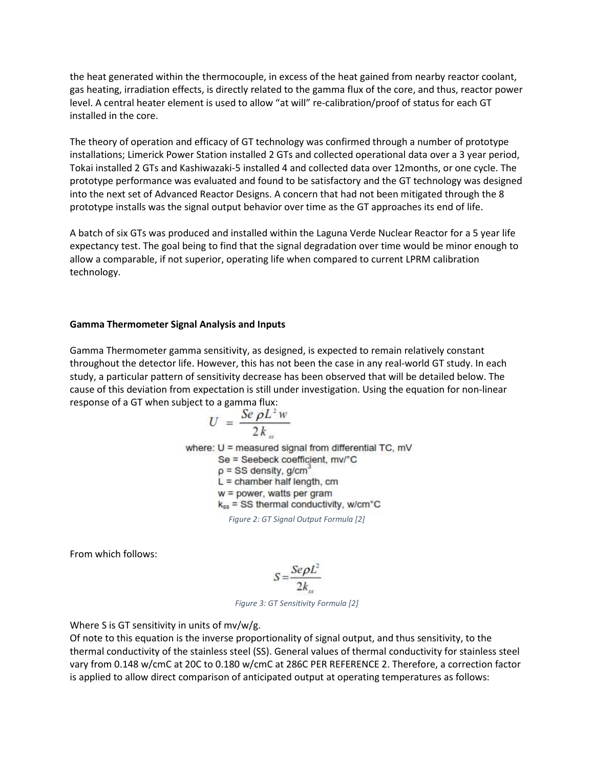the heat generated within the thermocouple, in excess of the heat gained from nearby reactor coolant, gas heating, irradiation effects, is directly related to the gamma flux of the core, and thus, reactor power level. A central heater element is used to allow "at will" re-calibration/proof of status for each GT installed in the core.

The theory of operation and efficacy of GT technology was confirmed through a number of prototype installations; Limerick Power Station installed 2 GTs and collected operational data over a 3 year period, Tokai installed 2 GTs and Kashiwazaki-5 installed 4 and collected data over 12months, or one cycle. The prototype performance was evaluated and found to be satisfactory and the GT technology was designed into the next set of Advanced Reactor Designs. A concern that had not been mitigated through the 8 prototype installs was the signal output behavior over time as the GT approaches its end of life.

A batch of six GTs was produced and installed within the Laguna Verde Nuclear Reactor for a 5 year life expectancy test. The goal being to find that the signal degradation over time would be minor enough to allow a comparable, if not superior, operating life when compared to current LPRM calibration technology.

**Gamma Thermometer Signal Analysis and Inputs**

Gamma Thermometer gamma sensitivity, as designed, is expected to remain relatively constant throughout the detector life. However, this has not been the case in any real-world GT study. In each study, a particular pattern of sensitivity decrease has been observed that will be detailed below. The cause of this deviation from expectation is still under investigation. Using the equation for non-linear response of a GT when subject to a gamma flux:

$$U = \frac{Se\,\rho L^2 w}{2k_{ss}}$$

where: $U$ = measured signal from differential TC, mV
$Se$ = Seebeck coefficient, mv/°C
$\rho$ = SS density, g/cm$^3$
$L$ = chamber half length, cm
$w$ = power, watts per gram
$k_{ss}$ = SS thermal conductivity, w/cm°C

*Figure 2: GT Signal Output Formula [2]*

From which follows:

$$S = \frac{Se\rho L^2}{2k_{ss}}$$

*Figure 3: GT Sensitivity Formula [2]*

Where S is GT sensitivity in units of mv/w/g.
Of note to this equation is the inverse proportionality of signal output, and thus sensitivity, to the thermal conductivity of the stainless steel (SS). General values of thermal conductivity for stainless steel vary from 0.148 w/cmC at 20C to 0.180 w/cmC at 286C PER REFERENCE 2. Therefore, a correction factor is applied to allow direct comparison of anticipated output at operating temperatures as follows: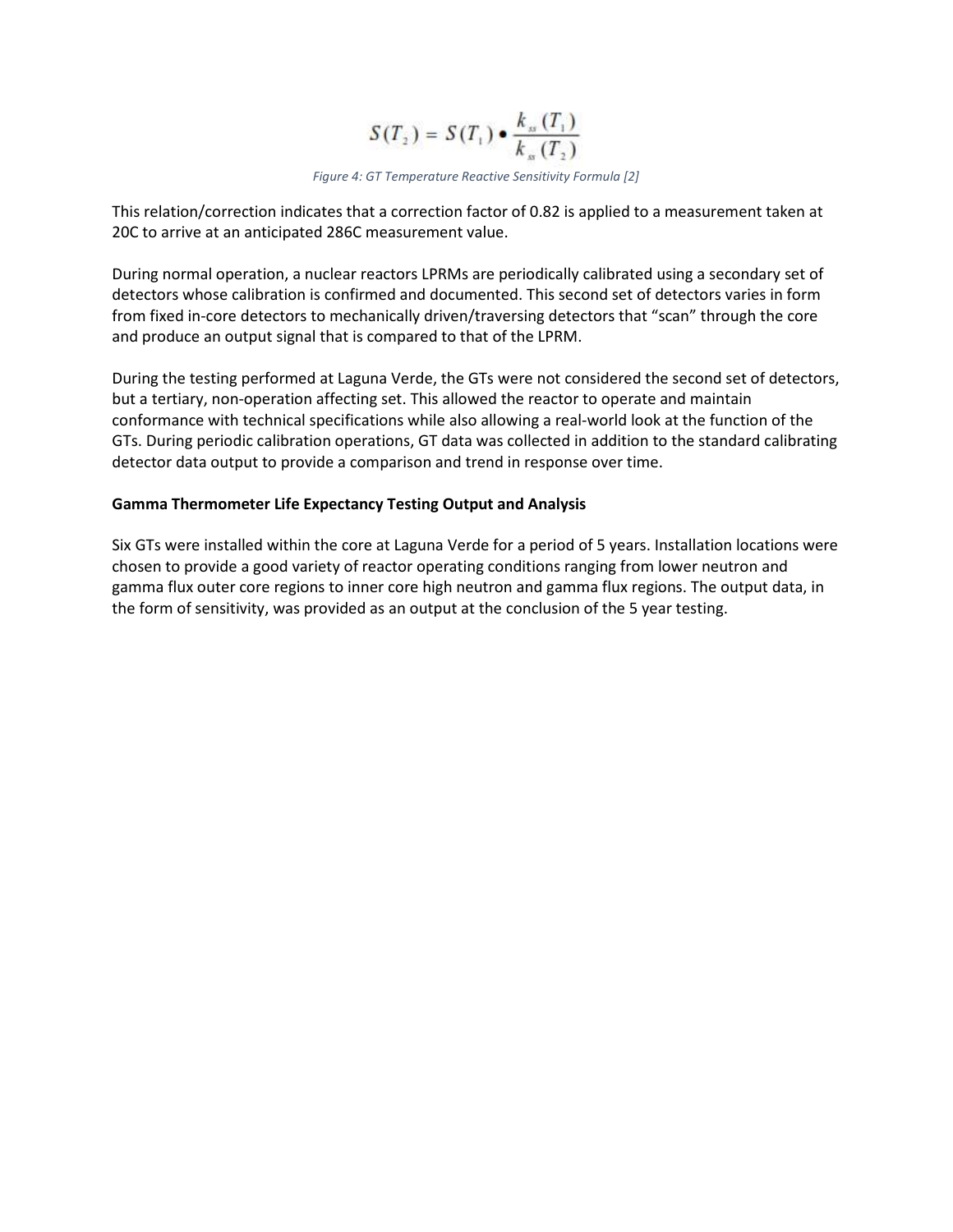$$S(T_2) = S(T_1) \bullet \frac{k_{ss}(T_1)}{k_{ss}(T_2)}$$

*Figure 4: GT Temperature Reactive Sensitivity Formula [2]*

This relation/correction indicates that a correction factor of 0.82 is applied to a measurement taken at 20C to arrive at an anticipated 286C measurement value.

During normal operation, a nuclear reactors LPRMs are periodically calibrated using a secondary set of detectors whose calibration is confirmed and documented. This second set of detectors varies in form from fixed in-core detectors to mechanically driven/traversing detectors that "scan" through the core and produce an output signal that is compared to that of the LPRM.

During the testing performed at Laguna Verde, the GTs were not considered the second set of detectors, but a tertiary, non-operation affecting set. This allowed the reactor to operate and maintain conformance with technical specifications while also allowing a real-world look at the function of the GTs. During periodic calibration operations, GT data was collected in addition to the standard calibrating detector data output to provide a comparison and trend in response over time.

**Gamma Thermometer Life Expectancy Testing Output and Analysis**

Six GTs were installed within the core at Laguna Verde for a period of 5 years. Installation locations were chosen to provide a good variety of reactor operating conditions ranging from lower neutron and gamma flux outer core regions to inner core high neutron and gamma flux regions. The output data, in the form of sensitivity, was provided as an output at the conclusion of the 5 year testing.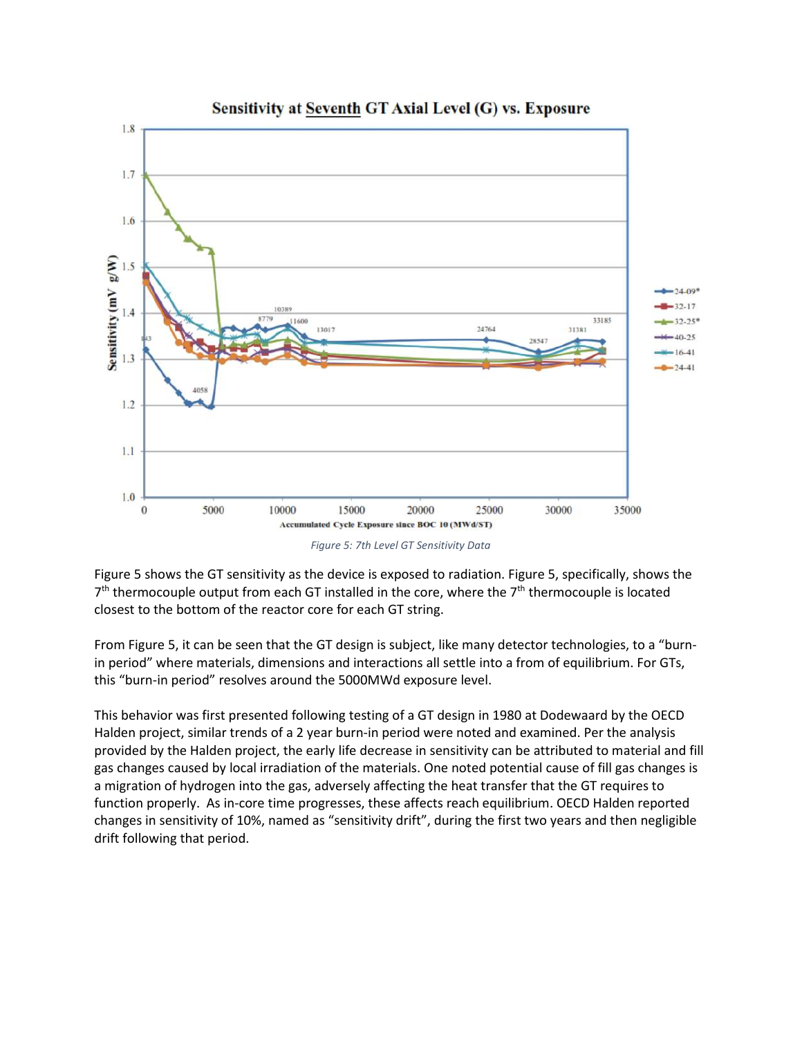Figure 5: 7th Level GT Sensitivity Data

Figure 5 shows the GT sensitivity as the device is exposed to radiation. Figure 5, specifically, shows the 7th thermocouple output from each GT installed in the core, where the 7th thermocouple is located closest to the bottom of the reactor core for each GT string.

From Figure 5, it can be seen that the GT design is subject, like many detector technologies, to a "burn-in period" where materials, dimensions and interactions all settle into a from of equilibrium. For GTs, this "burn-in period" resolves around the 5000MWd exposure level.

This behavior was first presented following testing of a GT design in 1980 at Dodewaard by the OECD Halden project, similar trends of a 2 year burn-in period were noted and examined. Per the analysis provided by the Halden project, the early life decrease in sensitivity can be attributed to material and fill gas changes caused by local irradiation of the materials. One noted potential cause of fill gas changes is a migration of hydrogen into the gas, adversely affecting the heat transfer that the GT requires to function properly. As in-core time progresses, these affects reach equilibrium. OECD Halden reported changes in sensitivity of 10%, named as "sensitivity drift", during the first two years and then negligible drift following that period.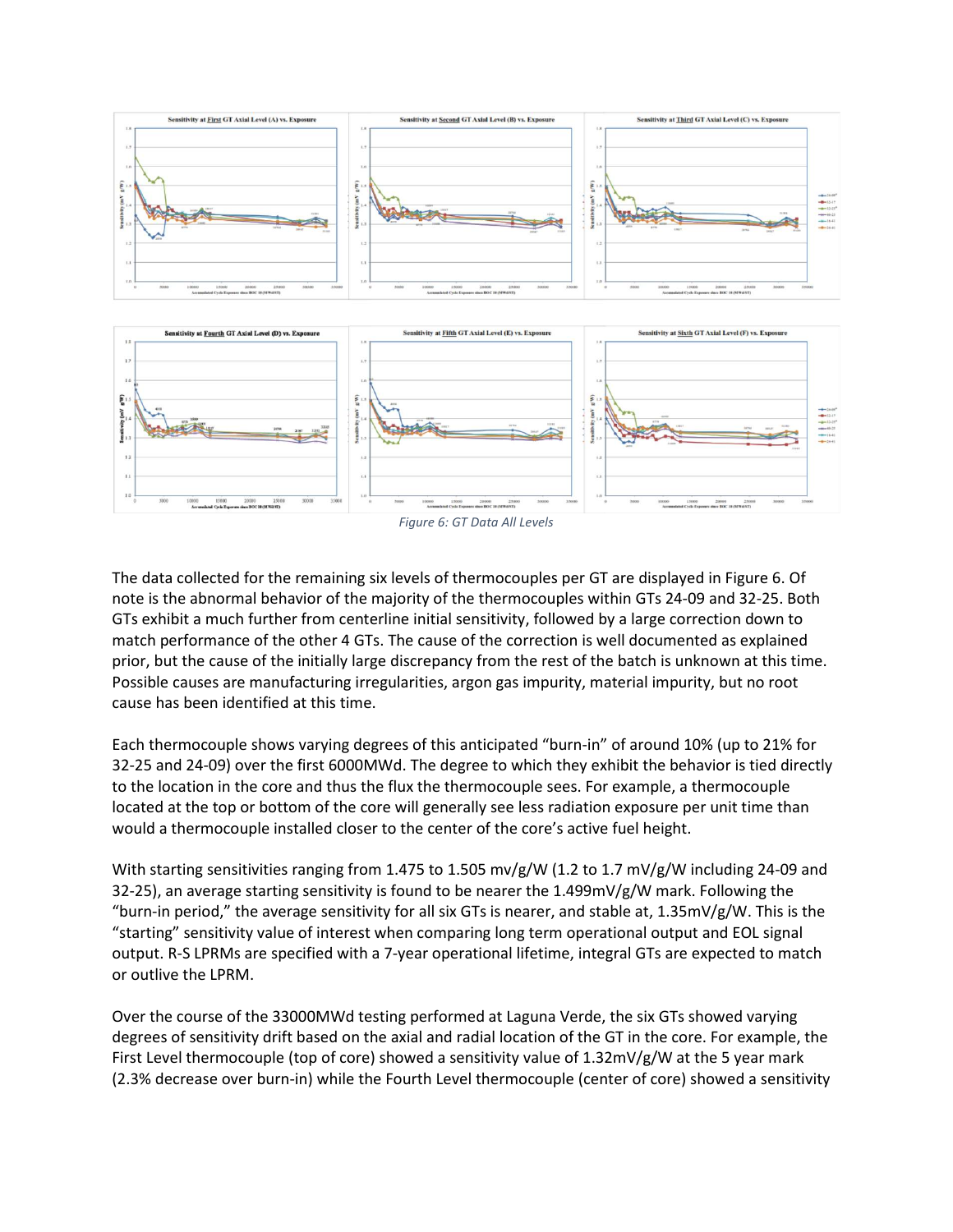*Figure 6: GT Data All Levels*

The data collected for the remaining six levels of thermocouples per GT are displayed in Figure 6. Of note is the abnormal behavior of the majority of the thermocouples within GTs 24-09 and 32-25. Both GTs exhibit a much further from centerline initial sensitivity, followed by a large correction down to match performance of the other 4 GTs. The cause of the correction is well documented as explained prior, but the cause of the initially large discrepancy from the rest of the batch is unknown at this time. Possible causes are manufacturing irregularities, argon gas impurity, material impurity, but no root cause has been identified at this time.

Each thermocouple shows varying degrees of this anticipated "burn-in" of around 10% (up to 21% for 32-25 and 24-09) over the first 6000MWd. The degree to which they exhibit the behavior is tied directly to the location in the core and thus the flux the thermocouple sees. For example, a thermocouple located at the top or bottom of the core will generally see less radiation exposure per unit time than would a thermocouple installed closer to the center of the core's active fuel height.

With starting sensitivities ranging from 1.475 to 1.505 mv/g/W (1.2 to 1.7 mV/g/W including 24-09 and 32-25), an average starting sensitivity is found to be nearer the 1.499mV/g/W mark. Following the "burn-in period," the average sensitivity for all six GTs is nearer, and stable at, 1.35mV/g/W. This is the "starting" sensitivity value of interest when comparing long term operational output and EOL signal output. R-S LPRMs are specified with a 7-year operational lifetime, integral GTs are expected to match or outlive the LPRM.

Over the course of the 33000MWd testing performed at Laguna Verde, the six GTs showed varying degrees of sensitivity drift based on the axial and radial location of the GT in the core. For example, the First Level thermocouple (top of core) showed a sensitivity value of 1.32mV/g/W at the 5 year mark (2.3% decrease over burn-in) while the Fourth Level thermocouple (center of core) showed a sensitivity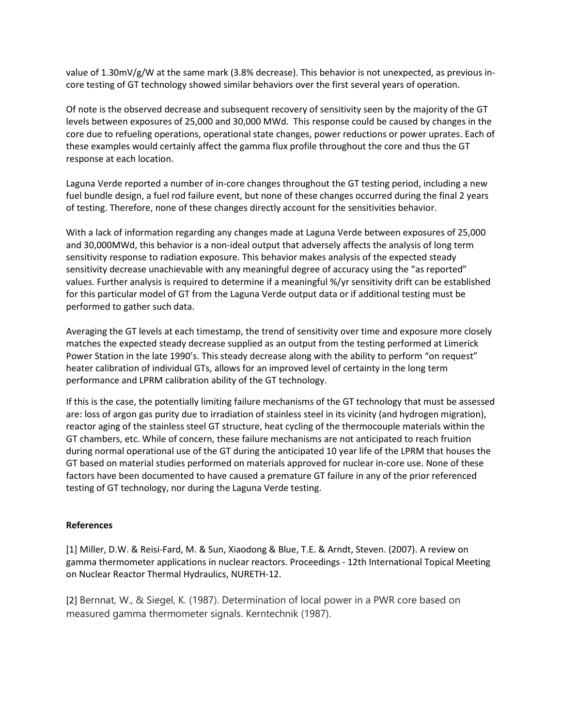value of 1.30mV/g/W at the same mark (3.8% decrease). This behavior is not unexpected, as previous in-core testing of GT technology showed similar behaviors over the first several years of operation.

Of note is the observed decrease and subsequent recovery of sensitivity seen by the majority of the GT levels between exposures of 25,000 and 30,000 MWd. This response could be caused by changes in the core due to refueling operations, operational state changes, power reductions or power uprates. Each of these examples would certainly affect the gamma flux profile throughout the core and thus the GT response at each location.

Laguna Verde reported a number of in-core changes throughout the GT testing period, including a new fuel bundle design, a fuel rod failure event, but none of these changes occurred during the final 2 years of testing. Therefore, none of these changes directly account for the sensitivities behavior.

With a lack of information regarding any changes made at Laguna Verde between exposures of 25,000 and 30,000MWd, this behavior is a non-ideal output that adversely affects the analysis of long term sensitivity response to radiation exposure. This behavior makes analysis of the expected steady sensitivity decrease unachievable with any meaningful degree of accuracy using the "as reported" values. Further analysis is required to determine if a meaningful %/yr sensitivity drift can be established for this particular model of GT from the Laguna Verde output data or if additional testing must be performed to gather such data.

Averaging the GT levels at each timestamp, the trend of sensitivity over time and exposure more closely matches the expected steady decrease supplied as an output from the testing performed at Limerick Power Station in the late 1990's. This steady decrease along with the ability to perform "on request" heater calibration of individual GTs, allows for an improved level of certainty in the long term performance and LPRM calibration ability of the GT technology.

If this is the case, the potentially limiting failure mechanisms of the GT technology that must be assessed are: loss of argon gas purity due to irradiation of stainless steel in its vicinity (and hydrogen migration), reactor aging of the stainless steel GT structure, heat cycling of the thermocouple materials within the GT chambers, etc. While of concern, these failure mechanisms are not anticipated to reach fruition during normal operational use of the GT during the anticipated 10 year life of the LPRM that houses the GT based on material studies performed on materials approved for nuclear in-core use. None of these factors have been documented to have caused a premature GT failure in any of the prior referenced testing of GT technology, nor during the Laguna Verde testing.

**References**

[1] Miller, D.W. & Reisi-Fard, M. & Sun, Xiaodong & Blue, T.E. & Arndt, Steven. (2007). A review on gamma thermometer applications in nuclear reactors. Proceedings - 12th International Topical Meeting on Nuclear Reactor Thermal Hydraulics, NURETH-12.

[2] Bernnat, W., & Siegel, K. (1987). Determination of local power in a PWR core based on measured gamma thermometer signals. Kerntechnik (1987).